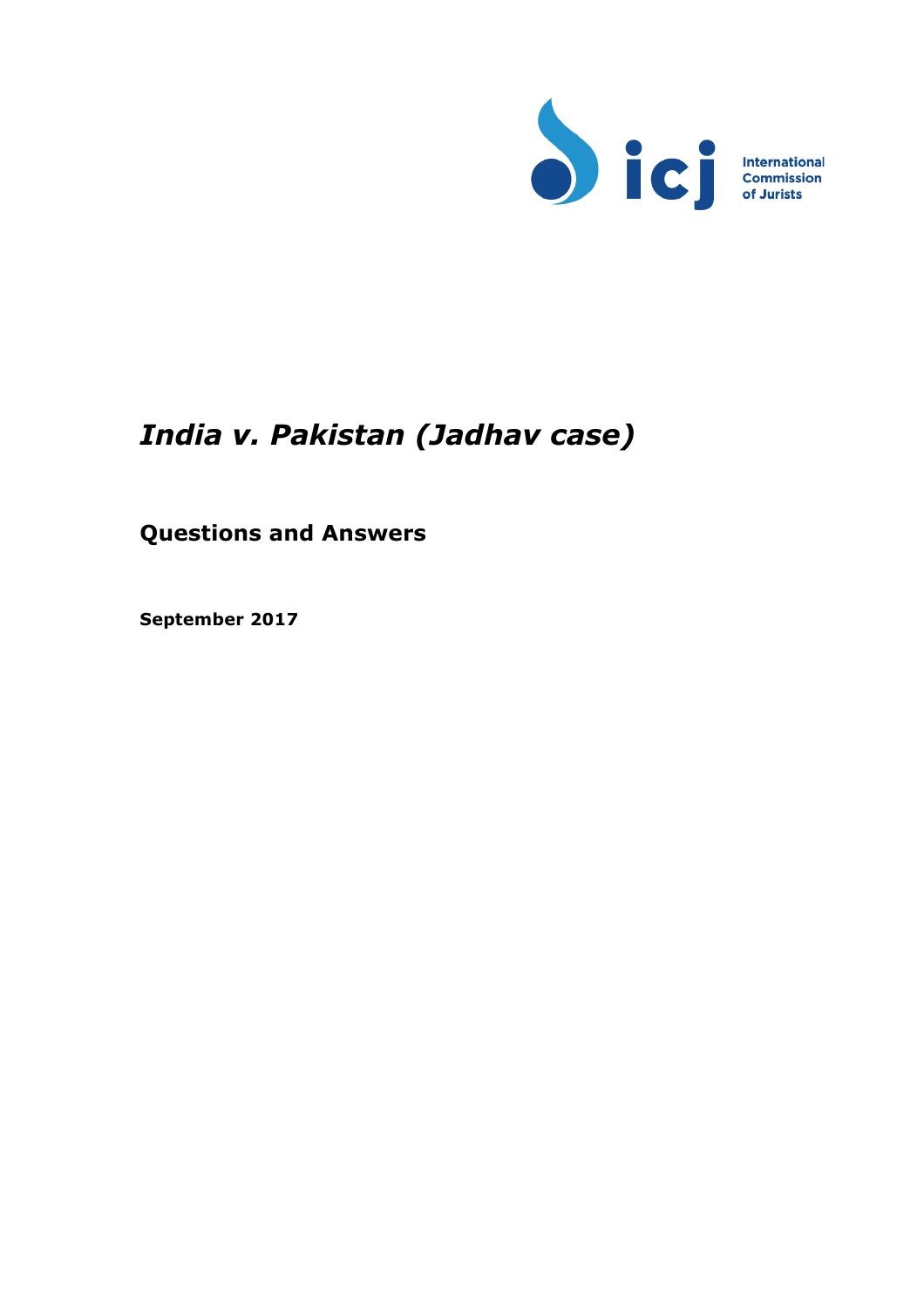International Commission of Jurists

# *India v. Pakistan (Jadhav case)*

## Questions and Answers

**September 2017**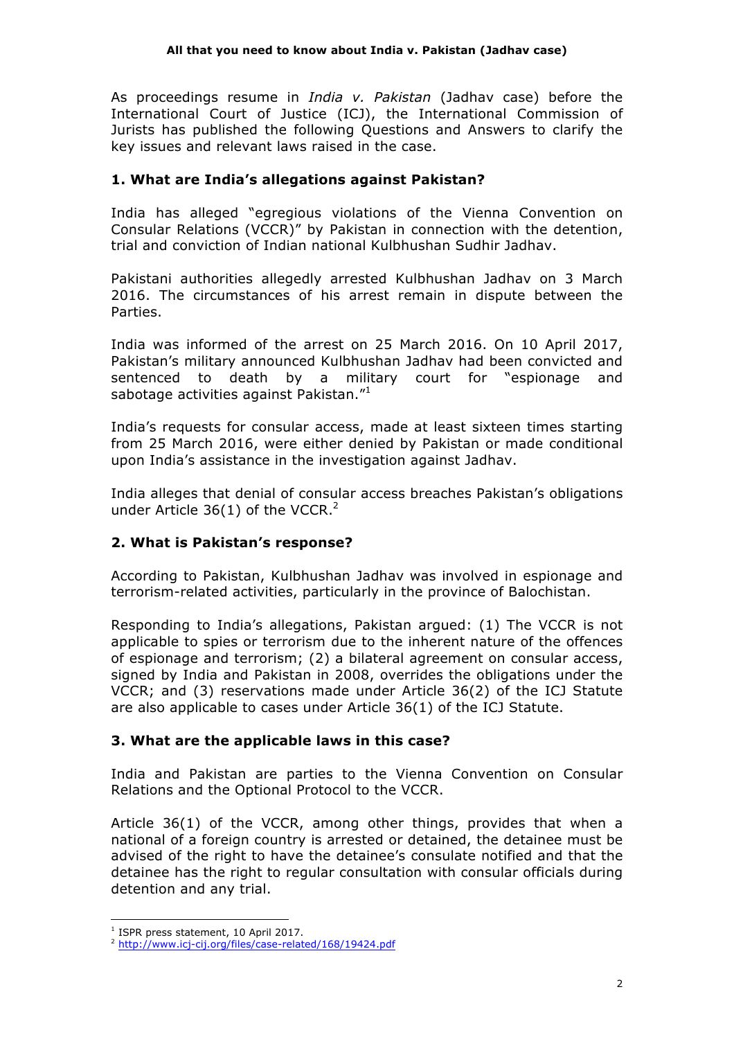# All that you need to know about India v. Pakistan (Jadhav case)

As proceedings resume in *India v. Pakistan* (Jadhav case) before the International Court of Justice (ICJ), the International Commission of Jurists has published the following Questions and Answers to clarify the key issues and relevant laws raised in the case.

## 1. What are India's allegations against Pakistan?

India has alleged "egregious violations of the Vienna Convention on Consular Relations (VCCR)" by Pakistan in connection with the detention, trial and conviction of Indian national Kulbhushan Sudhir Jadhav.

Pakistani authorities allegedly arrested Kulbhushan Jadhav on 3 March 2016. The circumstances of his arrest remain in dispute between the Parties.

India was informed of the arrest on 25 March 2016. On 10 April 2017, Pakistan's military announced Kulbhushan Jadhav had been convicted and sentenced to death by a military court for "espionage and sabotage activities against Pakistan."[1]

India's requests for consular access, made at least sixteen times starting from 25 March 2016, were either denied by Pakistan or made conditional upon India's assistance in the investigation against Jadhav.

India alleges that denial of consular access breaches Pakistan's obligations under Article 36(1) of the VCCR.[2]

## 2. What is Pakistan's response?

According to Pakistan, Kulbhushan Jadhav was involved in espionage and terrorism-related activities, particularly in the province of Balochistan.

Responding to India's allegations, Pakistan argued: (1) The VCCR is not applicable to spies or terrorism due to the inherent nature of the offences of espionage and terrorism; (2) a bilateral agreement on consular access, signed by India and Pakistan in 2008, overrides the obligations under the VCCR; and (3) reservations made under Article 36(2) of the ICJ Statute are also applicable to cases under Article 36(1) of the ICJ Statute.

## 3. What are the applicable laws in this case?

India and Pakistan are parties to the Vienna Convention on Consular Relations and the Optional Protocol to the VCCR.

Article 36(1) of the VCCR, among other things, provides that when a national of a foreign country is arrested or detained, the detainee must be advised of the right to have the detainee's consulate notified and that the detainee has the right to regular consultation with consular officials during detention and any trial.

---

[1] ISPR press statement, 10 April 2017.

[2] http://www.icj-cij.org/files/case-related/168/19424.pdf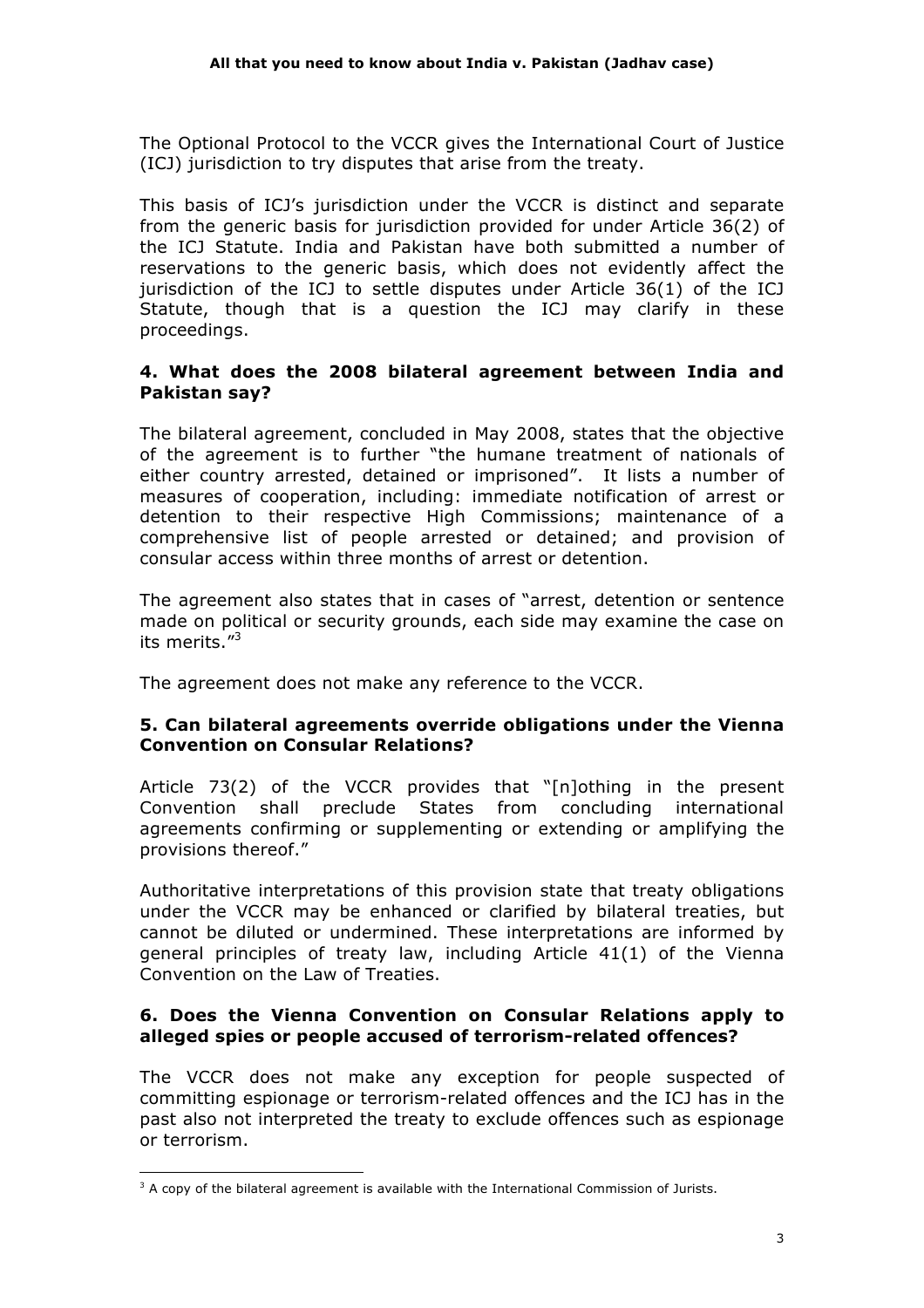The Optional Protocol to the VCCR gives the International Court of Justice (ICJ) jurisdiction to try disputes that arise from the treaty.

This basis of ICJ's jurisdiction under the VCCR is distinct and separate from the generic basis for jurisdiction provided for under Article 36(2) of the ICJ Statute. India and Pakistan have both submitted a number of reservations to the generic basis, which does not evidently affect the jurisdiction of the ICJ to settle disputes under Article 36(1) of the ICJ Statute, though that is a question the ICJ may clarify in these proceedings.

### 4. What does the 2008 bilateral agreement between India and Pakistan say?

The bilateral agreement, concluded in May 2008, states that the objective of the agreement is to further "the humane treatment of nationals of either country arrested, detained or imprisoned". It lists a number of measures of cooperation, including: immediate notification of arrest or detention to their respective High Commissions; maintenance of a comprehensive list of people arrested or detained; and provision of consular access within three months of arrest or detention.

The agreement also states that in cases of "arrest, detention or sentence made on political or security grounds, each side may examine the case on its merits."[3]

The agreement does not make any reference to the VCCR.

### 5. Can bilateral agreements override obligations under the Vienna Convention on Consular Relations?

Article 73(2) of the VCCR provides that "[n]othing in the present Convention shall preclude States from concluding international agreements confirming or supplementing or extending or amplifying the provisions thereof."

Authoritative interpretations of this provision state that treaty obligations under the VCCR may be enhanced or clarified by bilateral treaties, but cannot be diluted or undermined. These interpretations are informed by general principles of treaty law, including Article 41(1) of the Vienna Convention on the Law of Treaties.

### 6. Does the Vienna Convention on Consular Relations apply to alleged spies or people accused of terrorism-related offences?

The VCCR does not make any exception for people suspected of committing espionage or terrorism-related offences and the ICJ has in the past also not interpreted the treaty to exclude offences such as espionage or terrorism.

---

[3] A copy of the bilateral agreement is available with the International Commission of Jurists.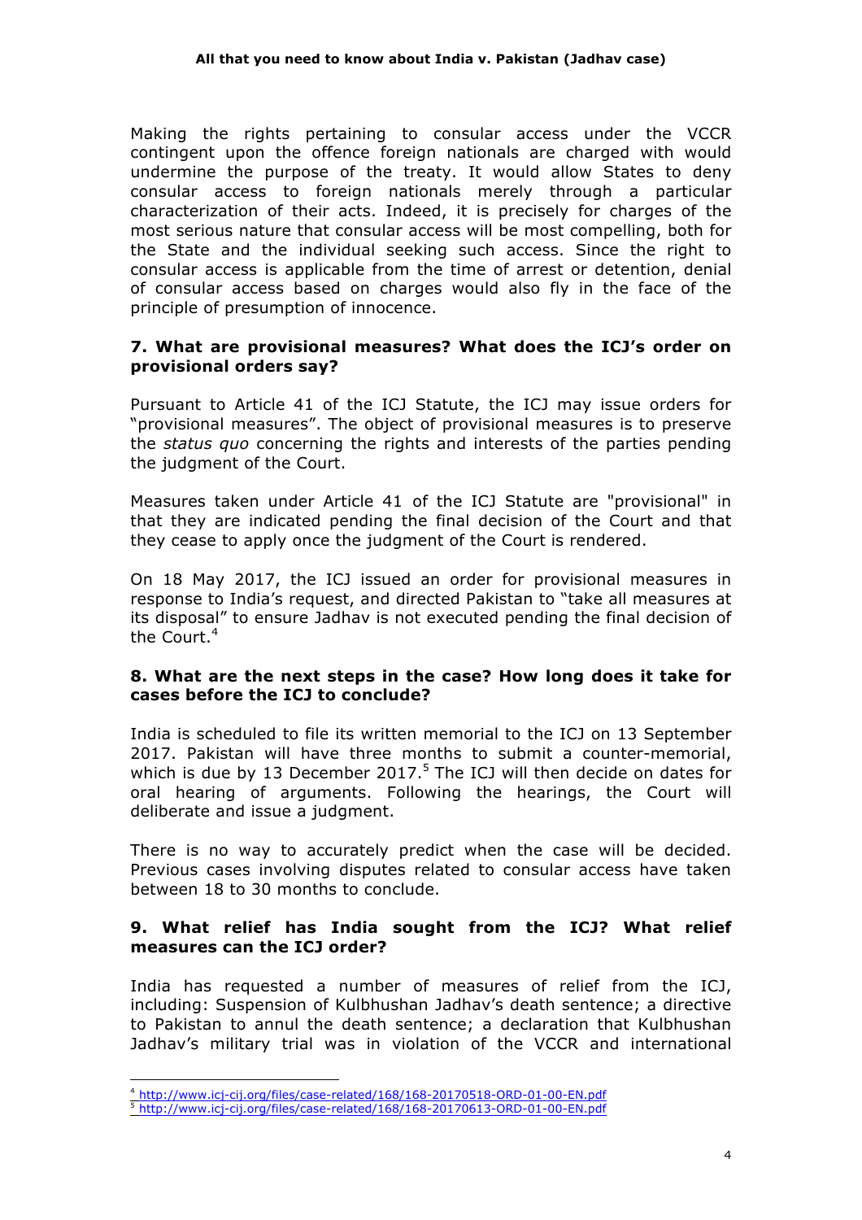Making the rights pertaining to consular access under the VCCR contingent upon the offence foreign nationals are charged with would undermine the purpose of the treaty. It would allow States to deny consular access to foreign nationals merely through a particular characterization of their acts. Indeed, it is precisely for charges of the most serious nature that consular access will be most compelling, both for the State and the individual seeking such access. Since the right to consular access is applicable from the time of arrest or detention, denial of consular access based on charges would also fly in the face of the principle of presumption of innocence.

### 7. What are provisional measures? What does the ICJ's order on provisional orders say?

Pursuant to Article 41 of the ICJ Statute, the ICJ may issue orders for "provisional measures". The object of provisional measures is to preserve the *status quo* concerning the rights and interests of the parties pending the judgment of the Court.

Measures taken under Article 41 of the ICJ Statute are "provisional" in that they are indicated pending the final decision of the Court and that they cease to apply once the judgment of the Court is rendered.

On 18 May 2017, the ICJ issued an order for provisional measures in response to India's request, and directed Pakistan to "take all measures at its disposal" to ensure Jadhav is not executed pending the final decision of the Court.[4]

### 8. What are the next steps in the case? How long does it take for cases before the ICJ to conclude?

India is scheduled to file its written memorial to the ICJ on 13 September 2017. Pakistan will have three months to submit a counter-memorial, which is due by 13 December 2017.[5] The ICJ will then decide on dates for oral hearing of arguments. Following the hearings, the Court will deliberate and issue a judgment.

There is no way to accurately predict when the case will be decided. Previous cases involving disputes related to consular access have taken between 18 to 30 months to conclude.

### 9. What relief has India sought from the ICJ? What relief measures can the ICJ order?

India has requested a number of measures of relief from the ICJ, including: Suspension of Kulbhushan Jadhav's death sentence; a directive to Pakistan to annul the death sentence; a declaration that Kulbhushan Jadhav's military trial was in violation of the VCCR and international

---

[4] http://www.icj-cij.org/files/case-related/168/168-20170518-ORD-01-00-EN.pdf
[5] http://www.icj-cij.org/files/case-related/168/168-20170613-ORD-01-00-EN.pdf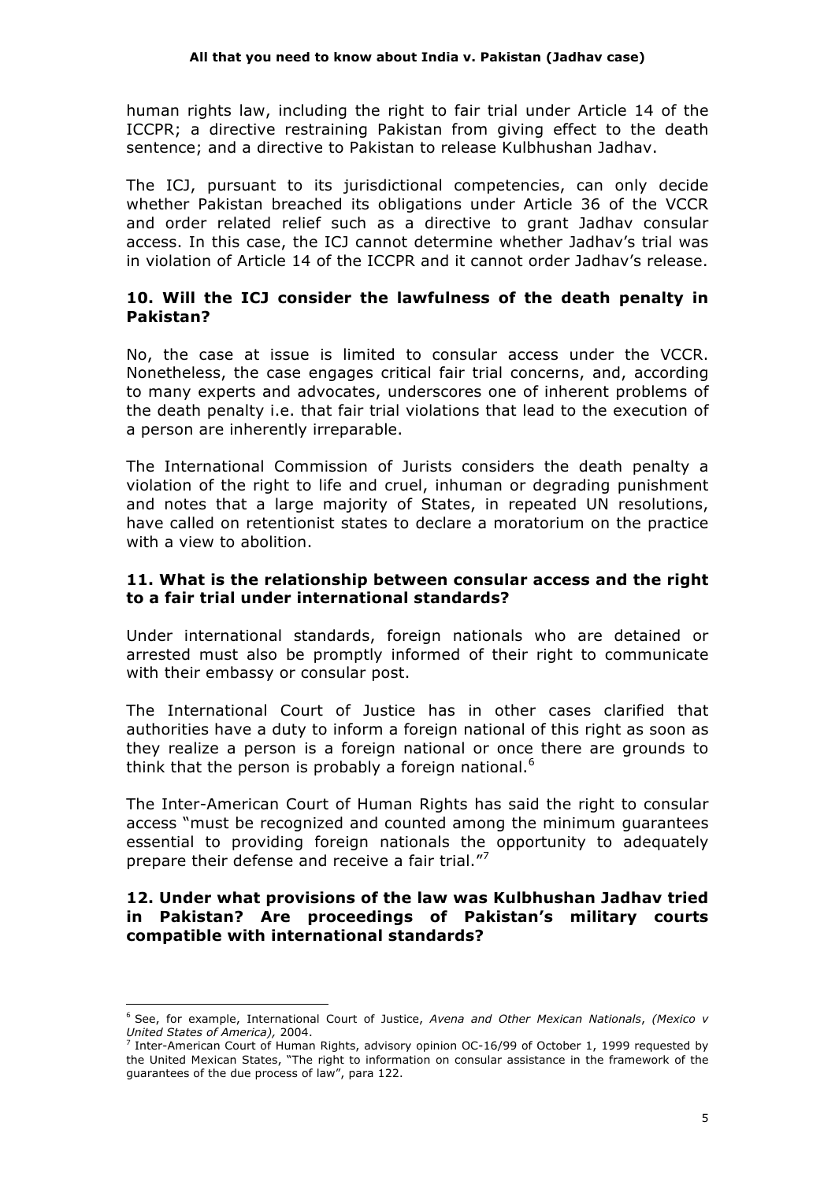human rights law, including the right to fair trial under Article 14 of the ICCPR; a directive restraining Pakistan from giving effect to the death sentence; and a directive to Pakistan to release Kulbhushan Jadhav.

The ICJ, pursuant to its jurisdictional competencies, can only decide whether Pakistan breached its obligations under Article 36 of the VCCR and order related relief such as a directive to grant Jadhav consular access. In this case, the ICJ cannot determine whether Jadhav's trial was in violation of Article 14 of the ICCPR and it cannot order Jadhav's release.

### 10. Will the ICJ consider the lawfulness of the death penalty in Pakistan?

No, the case at issue is limited to consular access under the VCCR. Nonetheless, the case engages critical fair trial concerns, and, according to many experts and advocates, underscores one of inherent problems of the death penalty i.e. that fair trial violations that lead to the execution of a person are inherently irreparable.

The International Commission of Jurists considers the death penalty a violation of the right to life and cruel, inhuman or degrading punishment and notes that a large majority of States, in repeated UN resolutions, have called on retentionist states to declare a moratorium on the practice with a view to abolition.

### 11. What is the relationship between consular access and the right to a fair trial under international standards?

Under international standards, foreign nationals who are detained or arrested must also be promptly informed of their right to communicate with their embassy or consular post.

The International Court of Justice has in other cases clarified that authorities have a duty to inform a foreign national of this right as soon as they realize a person is a foreign national or once there are grounds to think that the person is probably a foreign national.[6]

The Inter-American Court of Human Rights has said the right to consular access "must be recognized and counted among the minimum guarantees essential to providing foreign nationals the opportunity to adequately prepare their defense and receive a fair trial."[7]

### 12. Under what provisions of the law was Kulbhushan Jadhav tried in Pakistan? Are proceedings of Pakistan's military courts compatible with international standards?

---

[6] See, for example, International Court of Justice, *Avena and Other Mexican Nationals*, *(Mexico v United States of America),* 2004.

[7] Inter-American Court of Human Rights, advisory opinion OC-16/99 of October 1, 1999 requested by the United Mexican States, "The right to information on consular assistance in the framework of the guarantees of the due process of law", para 122.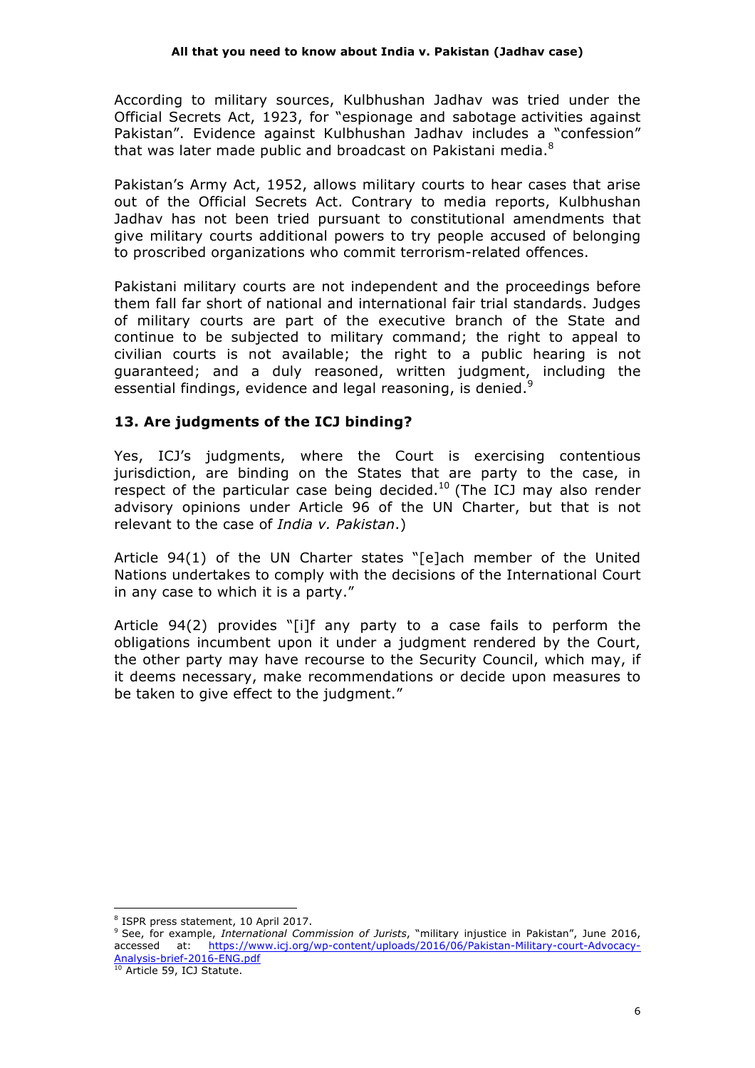According to military sources, Kulbhushan Jadhav was tried under the Official Secrets Act, 1923, for "espionage and sabotage activities against Pakistan". Evidence against Kulbhushan Jadhav includes a "confession" that was later made public and broadcast on Pakistani media.[8]

Pakistan's Army Act, 1952, allows military courts to hear cases that arise out of the Official Secrets Act. Contrary to media reports, Kulbhushan Jadhav has not been tried pursuant to constitutional amendments that give military courts additional powers to try people accused of belonging to proscribed organizations who commit terrorism-related offences.

Pakistani military courts are not independent and the proceedings before them fall far short of national and international fair trial standards. Judges of military courts are part of the executive branch of the State and continue to be subjected to military command; the right to appeal to civilian courts is not available; the right to a public hearing is not guaranteed; and a duly reasoned, written judgment, including the essential findings, evidence and legal reasoning, is denied.[9]

### 13. Are judgments of the ICJ binding?

Yes, ICJ's judgments, where the Court is exercising contentious jurisdiction, are binding on the States that are party to the case, in respect of the particular case being decided.[10] (The ICJ may also render advisory opinions under Article 96 of the UN Charter, but that is not relevant to the case of *India v. Pakistan*.)

Article 94(1) of the UN Charter states "[e]ach member of the United Nations undertakes to comply with the decisions of the International Court in any case to which it is a party."

Article 94(2) provides "[i]f any party to a case fails to perform the obligations incumbent upon it under a judgment rendered by the Court, the other party may have recourse to the Security Council, which may, if it deems necessary, make recommendations or decide upon measures to be taken to give effect to the judgment."

---

[8] ISPR press statement, 10 April 2017.

[9] See, for example, *International Commission of Jurists*, "military injustice in Pakistan", June 2016, accessed at: https://www.icj.org/wp-content/uploads/2016/06/Pakistan-Military-court-Advocacy-Analysis-brief-2016-ENG.pdf

[10] Article 59, ICJ Statute.